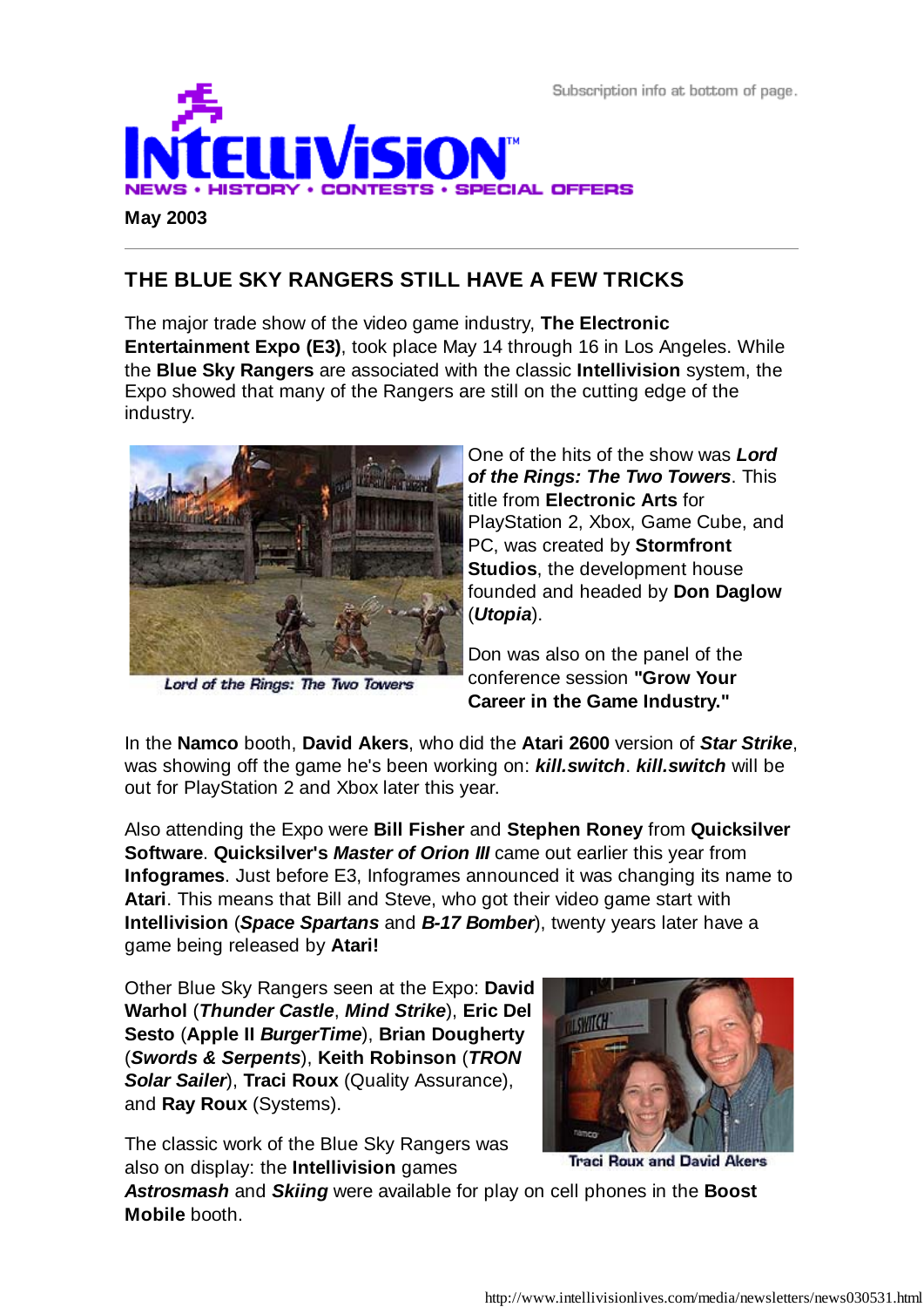Subscription info at bottom of page.

# INTELLIVISION™

NEWS • HISTORY • CONTESTS • SPECIAL OFFERS

**May 2003**

---

## THE BLUE SKY RANGERS STILL HAVE A FEW TRICKS

The major trade show of the video game industry, **The Electronic Entertainment Expo (E3)**, took place May 14 through 16 in Los Angeles. While the **Blue Sky Rangers** are associated with the classic **Intellivision** system, the Expo showed that many of the Rangers are still on the cutting edge of the industry.

*Lord of the Rings: The Two Towers*

One of the hits of the show was ***Lord of the Rings: The Two Towers***. This title from **Electronic Arts** for PlayStation 2, Xbox, Game Cube, and PC, was created by **Stormfront Studios**, the development house founded and headed by **Don Daglow** (***Utopia***).

Don was also on the panel of the conference session **"Grow Your Career in the Game Industry."**

In the **Namco** booth, **David Akers**, who did the **Atari 2600** version of ***Star Strike***, was showing off the game he's been working on: ***kill.switch***. ***kill.switch*** will be out for PlayStation 2 and Xbox later this year.

Also attending the Expo were **Bill Fisher** and **Stephen Roney** from **Quicksilver Software**. **Quicksilver's *Master of Orion III*** came out earlier this year from **Infogrames**. Just before E3, Infogrames announced it was changing its name to **Atari**. This means that Bill and Steve, who got their video game start with **Intellivision** (***Space Spartans*** and ***B-17 Bomber***), twenty years later have a game being released by **Atari!**

Other Blue Sky Rangers seen at the Expo: **David Warhol** (***Thunder Castle***, ***Mind Strike***), **Eric Del Sesto** (**Apple II *BurgerTime***), **Brian Dougherty** (***Swords & Serpents***), **Keith Robinson** (***TRON Solar Sailer***), **Traci Roux** (Quality Assurance), and **Ray Roux** (Systems).

Traci Roux and David Akers

The classic work of the Blue Sky Rangers was also on display: the **Intellivision** games ***Astrosmash*** and ***Skiing*** were available for play on cell phones in the **Boost Mobile** booth.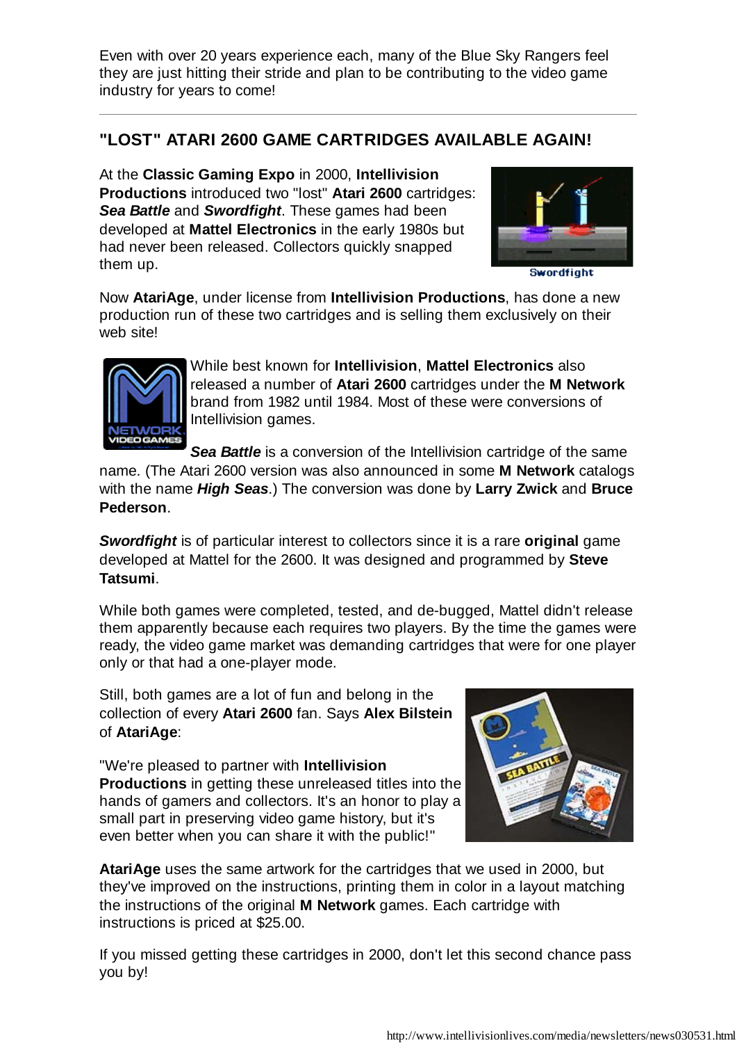Even with over 20 years experience each, many of the Blue Sky Rangers feel they are just hitting their stride and plan to be contributing to the video game industry for years to come!

---

## "LOST" ATARI 2600 GAME CARTRIDGES AVAILABLE AGAIN!

At the **Classic Gaming Expo** in 2000, **Intellivision Productions** introduced two "lost" **Atari 2600** cartridges: ***Sea Battle*** and ***Swordfight***. These games had been developed at **Mattel Electronics** in the early 1980s but had never been released. Collectors quickly snapped them up.

Swordfight

Now **AtariAge**, under license from **Intellivision Productions**, has done a new production run of these two cartridges and is selling them exclusively on their web site!

While best known for **Intellivision**, **Mattel Electronics** also released a number of **Atari 2600** cartridges under the **M Network** brand from 1982 until 1984. Most of these were conversions of Intellivision games.

***Sea Battle*** is a conversion of the Intellivision cartridge of the same name. (The Atari 2600 version was also announced in some **M Network** catalogs with the name ***High Seas***.) The conversion was done by **Larry Zwick** and **Bruce Pederson**.

***Swordfight*** is of particular interest to collectors since it is a rare **original** game developed at Mattel for the 2600. It was designed and programmed by **Steve Tatsumi**.

While both games were completed, tested, and de-bugged, Mattel didn't release them apparently because each requires two players. By the time the games were ready, the video game market was demanding cartridges that were for one player only or that had a one-player mode.

Still, both games are a lot of fun and belong in the collection of every **Atari 2600** fan. Says **Alex Bilstein** of **AtariAge**:

"We're pleased to partner with **Intellivision Productions** in getting these unreleased titles into the hands of gamers and collectors. It's an honor to play a small part in preserving video game history, but it's even better when you can share it with the public!"

**AtariAge** uses the same artwork for the cartridges that we used in 2000, but they've improved on the instructions, printing them in color in a layout matching the instructions of the original **M Network** games. Each cartridge with instructions is priced at $25.00.

If you missed getting these cartridges in 2000, don't let this second chance pass you by!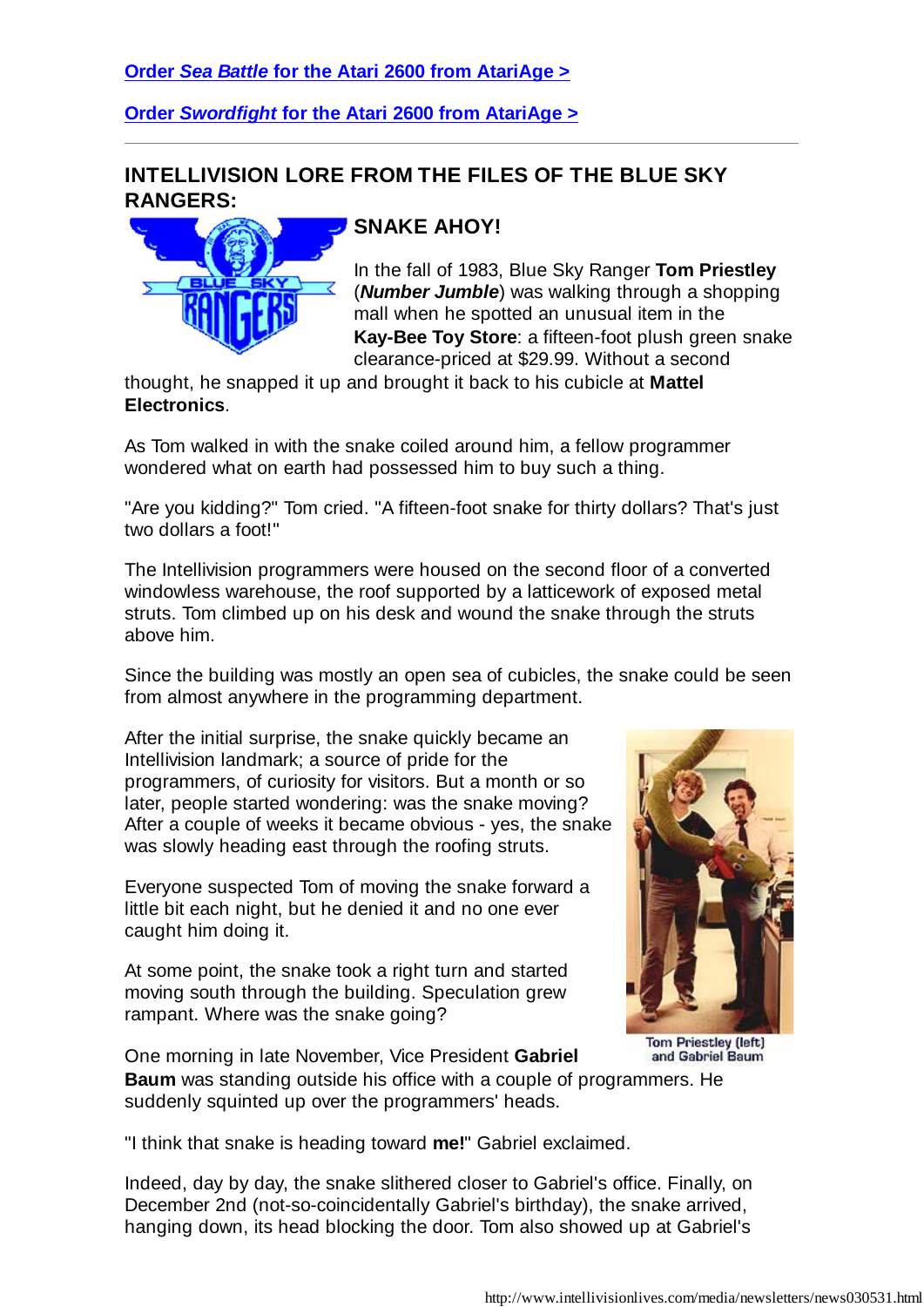[**Order *Sea Battle* for the Atari 2600 from AtariAge >**](#)

[**Order *Swordfight* for the Atari 2600 from AtariAge >**](#)

---

## INTELLIVISION LORE FROM THE FILES OF THE BLUE SKY RANGERS:

### SNAKE AHOY!

In the fall of 1983, Blue Sky Ranger **Tom Priestley** (***Number Jumble***) was walking through a shopping mall when he spotted an unusual item in the **Kay-Bee Toy Store**: a fifteen-foot plush green snake clearance-priced at $29.99. Without a second thought, he snapped it up and brought it back to his cubicle at **Mattel Electronics**.

As Tom walked in with the snake coiled around him, a fellow programmer wondered what on earth had possessed him to buy such a thing.

"Are you kidding?" Tom cried. "A fifteen-foot snake for thirty dollars? That's just two dollars a foot!"

The Intellivision programmers were housed on the second floor of a converted windowless warehouse, the roof supported by a latticework of exposed metal struts. Tom climbed up on his desk and wound the snake through the struts above him.

Since the building was mostly an open sea of cubicles, the snake could be seen from almost anywhere in the programming department.

After the initial surprise, the snake quickly became an Intellivision landmark; a source of pride for the programmers, of curiosity for visitors. But a month or so later, people started wondering: was the snake moving? After a couple of weeks it became obvious - yes, the snake was slowly heading east through the roofing struts.

Everyone suspected Tom of moving the snake forward a little bit each night, but he denied it and no one ever caught him doing it.

At some point, the snake took a right turn and started moving south through the building. Speculation grew rampant. Where was the snake going?

Tom Priestley (left) and Gabriel Baum

One morning in late November, Vice President **Gabriel Baum** was standing outside his office with a couple of programmers. He suddenly squinted up over the programmers' heads.

"I think that snake is heading toward **me!**" Gabriel exclaimed.

Indeed, day by day, the snake slithered closer to Gabriel's office. Finally, on December 2nd (not-so-coincidentally Gabriel's birthday), the snake arrived, hanging down, its head blocking the door. Tom also showed up at Gabriel's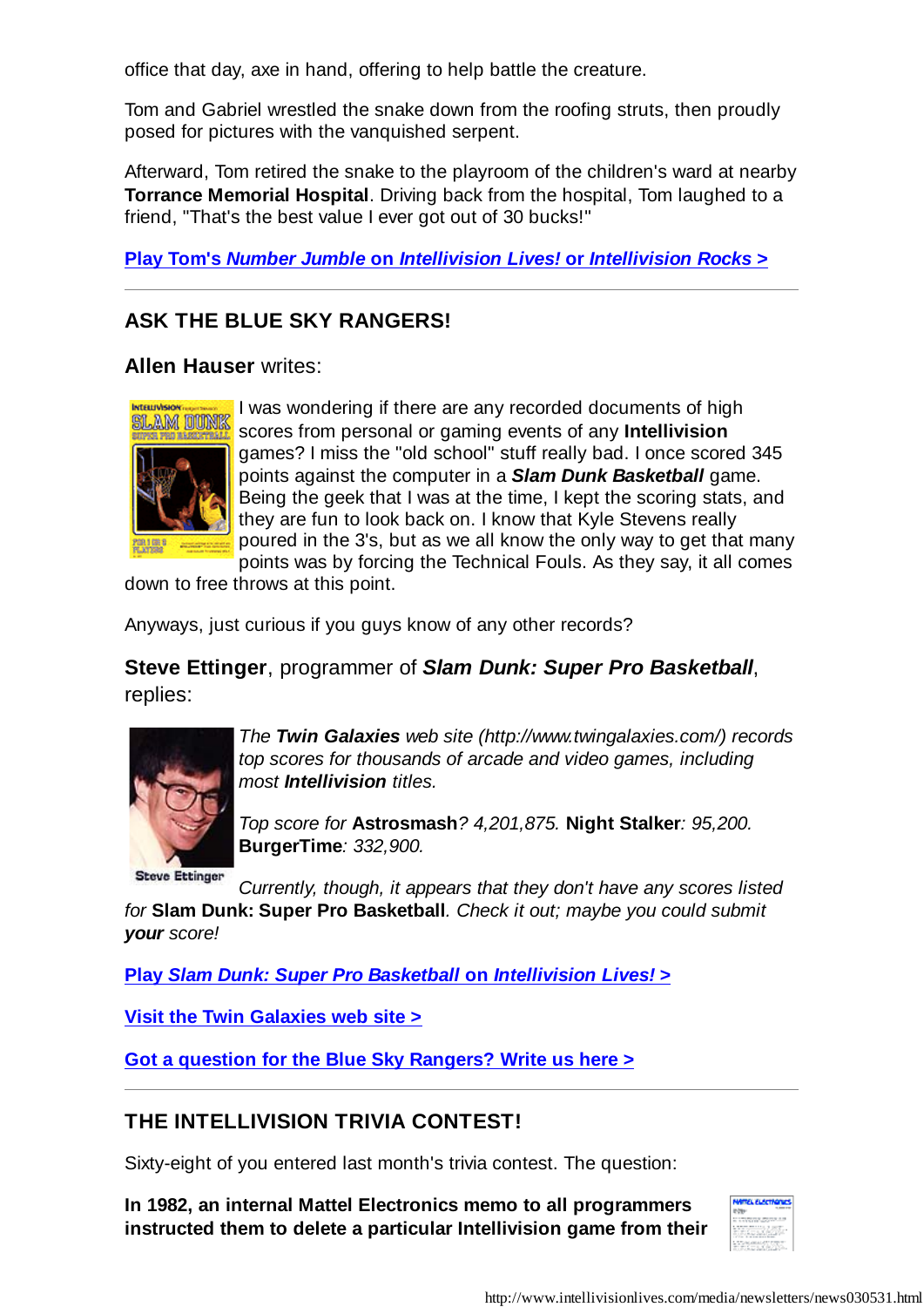office that day, axe in hand, offering to help battle the creature.

Tom and Gabriel wrestled the snake down from the roofing struts, then proudly posed for pictures with the vanquished serpent.

Afterward, Tom retired the snake to the playroom of the children's ward at nearby **Torrance Memorial Hospital**. Driving back from the hospital, Tom laughed to a friend, "That's the best value I ever got out of 30 bucks!"

**Play Tom's *Number Jumble* on *Intellivision Lives!* or *Intellivision Rocks* >**

---

## ASK THE BLUE SKY RANGERS!

**Allen Hauser** writes:

I was wondering if there are any recorded documents of high scores from personal or gaming events of any **Intellivision** games? I miss the "old school" stuff really bad. I once scored 345 points against the computer in a ***Slam Dunk Basketball*** game. Being the geek that I was at the time, I kept the scoring stats, and they are fun to look back on. I know that Kyle Stevens really poured in the 3's, but as we all know the only way to get that many points was by forcing the Technical Fouls. As they say, it all comes down to free throws at this point.

Anyways, just curious if you guys know of any other records?

**Steve Ettinger**, programmer of ***Slam Dunk: Super Pro Basketball***, replies:

Steve Ettinger

*The* ***Twin Galaxies*** *web site (http://www.twingalaxies.com/) records top scores for thousands of arcade and video games, including most* ***Intellivision*** *titles.*

*Top score for* **Astrosmash***? 4,201,875.* **Night Stalker***: 95,200.* **BurgerTime***: 332,900.*

*Currently, though, it appears that they don't have any scores listed for* **Slam Dunk: Super Pro Basketball***. Check it out; maybe you could submit* ***your*** *score!*

**Play *Slam Dunk: Super Pro Basketball* on *Intellivision Lives!* >**

**Visit the Twin Galaxies web site >**

**Got a question for the Blue Sky Rangers? Write us here >**

---

## THE INTELLIVISION TRIVIA CONTEST!

Sixty-eight of you entered last month's trivia contest. The question:

**In 1982, an internal Mattel Electronics memo to all programmers instructed them to delete a particular Intellivision game from their**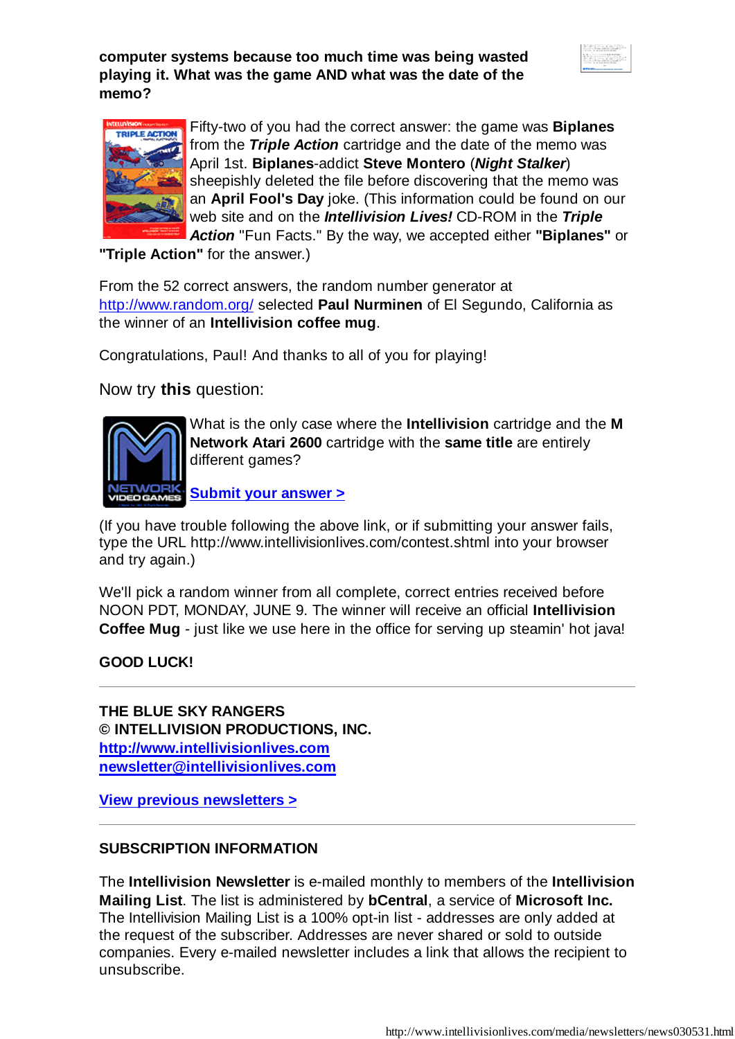**computer systems because too much time was being wasted playing it. What was the game AND what was the date of the memo?**

Fifty-two of you had the correct answer: the game was **Biplanes** from the ***Triple Action*** cartridge and the date of the memo was April 1st. **Biplanes**-addict **Steve Montero** (***Night Stalker***) sheepishly deleted the file before discovering that the memo was an **April Fool's Day** joke. (This information could be found on our web site and on the ***Intellivision Lives!*** CD-ROM in the ***Triple Action*** "Fun Facts." By the way, we accepted either **"Biplanes"** or **"Triple Action"** for the answer.)

From the 52 correct answers, the random number generator at http://www.random.org/ selected **Paul Nurminen** of El Segundo, California as the winner of an **Intellivision coffee mug**.

Congratulations, Paul! And thanks to all of you for playing!

Now try **this** question:

What is the only case where the **Intellivision** cartridge and the **M Network Atari 2600** cartridge with the **same title** are entirely different games?

**Submit your answer >**

(If you have trouble following the above link, or if submitting your answer fails, type the URL http://www.intellivisionlives.com/contest.shtml into your browser and try again.)

We'll pick a random winner from all complete, correct entries received before NOON PDT, MONDAY, JUNE 9. The winner will receive an official **Intellivision Coffee Mug** - just like we use here in the office for serving up steamin' hot java!

**GOOD LUCK!**

---

**THE BLUE SKY RANGERS**
**© INTELLIVISION PRODUCTIONS, INC.**
**http://www.intellivisionlives.com**
**newsletter@intellivisionlives.com**

**View previous newsletters >**

---

**SUBSCRIPTION INFORMATION**

The **Intellivision Newsletter** is e-mailed monthly to members of the **Intellivision Mailing List**. The list is administered by **bCentral**, a service of **Microsoft Inc.** The Intellivision Mailing List is a 100% opt-in list - addresses are only added at the request of the subscriber. Addresses are never shared or sold to outside companies. Every e-mailed newsletter includes a link that allows the recipient to unsubscribe.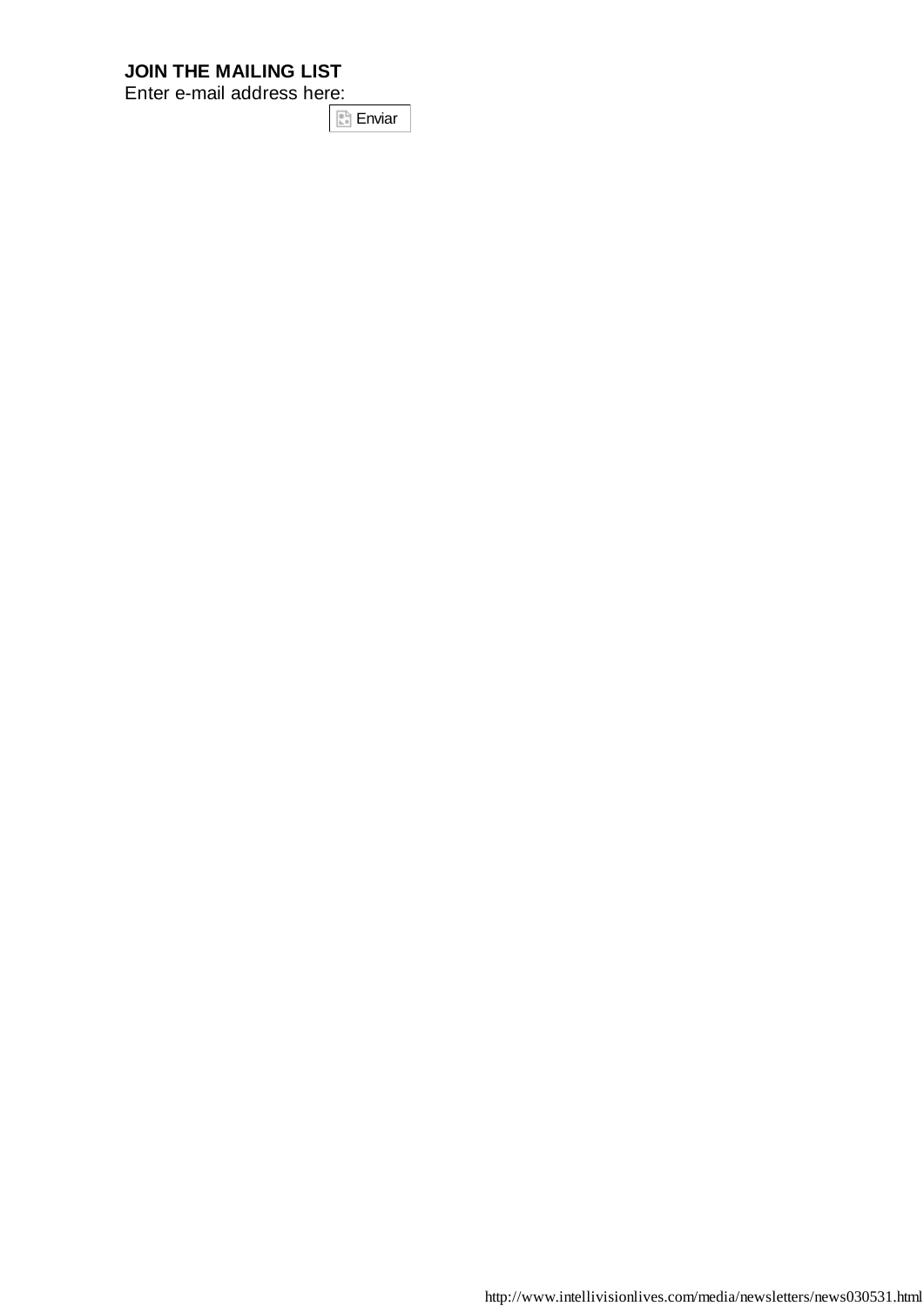**JOIN THE MAILING LIST**
Enter e-mail address here:

Enviar